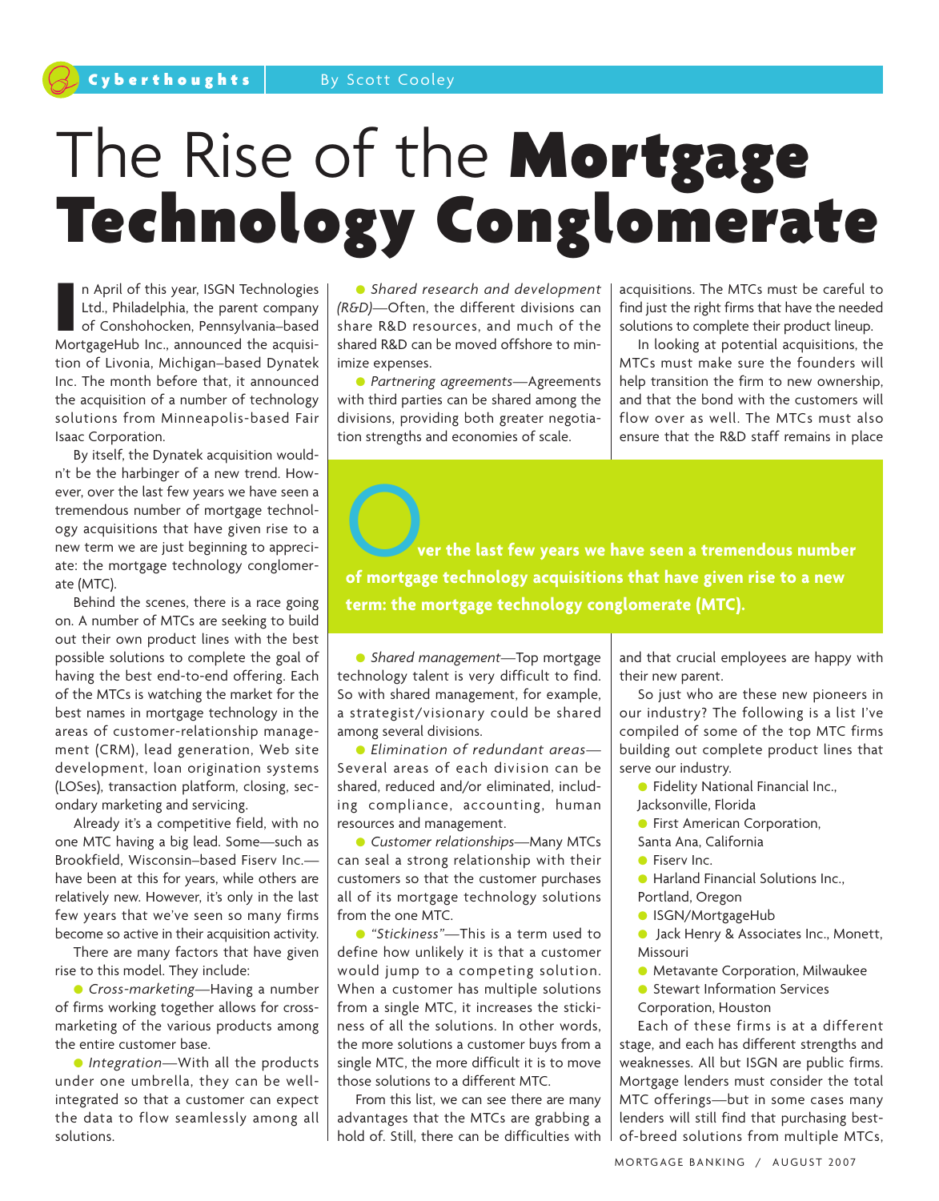Cyberthoughts | By Scott Cooley

# The Rise of the **Mortgage Technology Conglomerate**

In April of this year, ISGN Technologies Ltd., Philadelphia, the parent company of Conshohocken, Pennsylvania–based MortgageHub Inc., announced the acquisition of Livonia, Michigan–based Dynatek Inc. The month before that, it announced the acquisition of a number of technology solutions from Minneapolis-based Fair Isaac Corporation.

By itself, the Dynatek acquisition wouldn't be the harbinger of a new trend. However, over the last few years we have seen a tremendous number of mortgage technology acquisitions that have given rise to a new term we are just beginning to appreciate: the mortgage technology conglomerate (MTC).

Behind the scenes, there is a race going on. A number of MTCs are seeking to build out their own product lines with the best possible solutions to complete the goal of having the best end-to-end offering. Each of the MTCs is watching the market for the best names in mortgage technology in the areas of customer-relationship management (CRM), lead generation, Web site development, loan origination systems (LOSes), transaction platform, closing, secondary marketing and servicing.

Already it's a competitive field, with no one MTC having a big lead. Some—such as Brookfield, Wisconsin–based Fiserv Inc.—have been at this for years, while others are relatively new. However, it's only in the last few years that we've seen so many firms become so active in their acquisition activity.

There are many factors that have given rise to this model. They include:

- *Cross-marketing*—Having a number of firms working together allows for cross-marketing of the various products among the entire customer base.
- *Integration*—With all the products under one umbrella, they can be well-integrated so that a customer can expect the data to flow seamlessly among all solutions.
- *Shared research and development (R&D)*—Often, the different divisions can share R&D resources, and much of the shared R&D can be moved offshore to minimize expenses.
- *Partnering agreements*—Agreements with third parties can be shared among the divisions, providing both greater negotiation strengths and economies of scale.
- *Shared management*—Top mortgage technology talent is very difficult to find. So with shared management, for example, a strategist/visionary could be shared among several divisions.
- *Elimination of redundant areas*—Several areas of each division can be shared, reduced and/or eliminated, including compliance, accounting, human resources and management.
- *Customer relationships*—Many MTCs can seal a strong relationship with their customers so that the customer purchases all of its mortgage technology solutions from the one MTC.
- *"Stickiness"*—This is a term used to define how unlikely it is that a customer would jump to a competing solution. When a customer has multiple solutions from a single MTC, it increases the stickiness of all the solutions. In other words, the more solutions a customer buys from a single MTC, the more difficult it is to move those solutions to a different MTC.

From this list, we can see there are many advantages that the MTCs are grabbing a hold of. Still, there can be difficulties with acquisitions. The MTCs must be careful to find just the right firms that have the needed solutions to complete their product lineup.

In looking at potential acquisitions, the MTCs must make sure the founders will help transition the firm to new ownership, and that the bond with the customers will flow over as well. The MTCs must also ensure that the R&D staff remains in place and that crucial employees are happy with their new parent.

> **Over the last few years we have seen a tremendous number of mortgage technology acquisitions that have given rise to a new term: the mortgage technology conglomerate (MTC).**

So just who are these new pioneers in our industry? The following is a list I've compiled of some of the top MTC firms building out complete product lines that serve our industry.

- Fidelity National Financial Inc., Jacksonville, Florida
- First American Corporation, Santa Ana, California
- Fiserv Inc.
- Harland Financial Solutions Inc., Portland, Oregon
- ISGN/MortgageHub
- Jack Henry & Associates Inc., Monett, Missouri
- Metavante Corporation, Milwaukee
- Stewart Information Services Corporation, Houston

Each of these firms is at a different stage, and each has different strengths and weaknesses. All but ISGN are public firms. Mortgage lenders must consider the total MTC offerings—but in some cases many lenders will still find that purchasing best-of-breed solutions from multiple MTCs,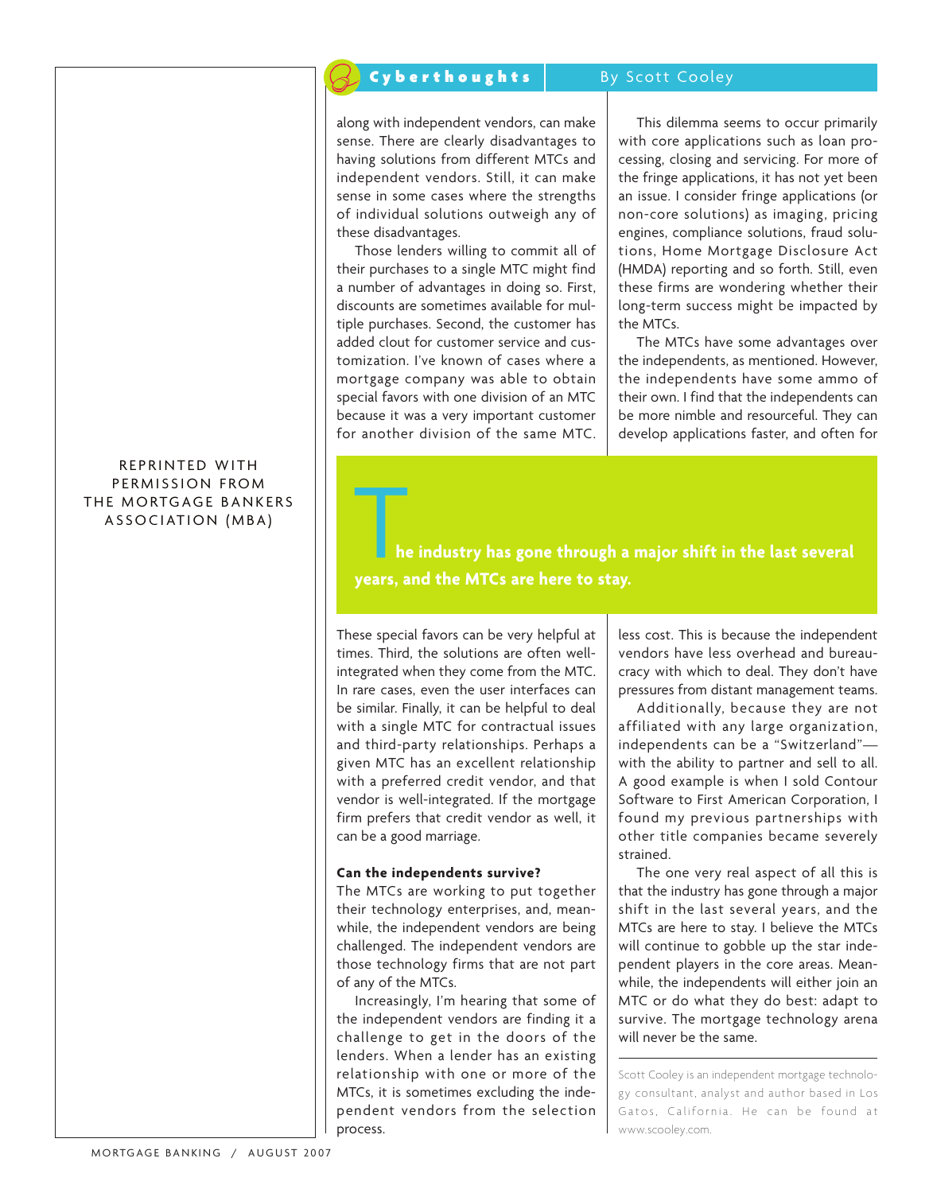along with independent vendors, can make sense. There are clearly disadvantages to having solutions from different MTCs and independent vendors. Still, it can make sense in some cases where the strengths of individual solutions outweigh any of these disadvantages.

Those lenders willing to commit all of their purchases to a single MTC might find a number of advantages in doing so. First, discounts are sometimes available for multiple purchases. Second, the customer has added clout for customer service and customization. I've known of cases where a mortgage company was able to obtain special favors with one division of an MTC because it was a very important customer for another division of the same MTC. These special favors can be very helpful at times. Third, the solutions are often well-integrated when they come from the MTC. In rare cases, even the user interfaces can be similar. Finally, it can be helpful to deal with a single MTC for contractual issues and third-party relationships. Perhaps a given MTC has an excellent relationship with a preferred credit vendor, and that vendor is well-integrated. If the mortgage firm prefers that credit vendor as well, it can be a good marriage.

**Can the independents survive?**

The MTCs are working to put together their technology enterprises, and, meanwhile, the independent vendors are being challenged. The independent vendors are those technology firms that are not part of any of the MTCs.

Increasingly, I'm hearing that some of the independent vendors are finding it a challenge to get in the doors of the lenders. When a lender has an existing relationship with one or more of the MTCs, it is sometimes excluding the independent vendors from the selection process.

This dilemma seems to occur primarily with core applications such as loan processing, closing and servicing. For more of the fringe applications, it has not yet been an issue. I consider fringe applications (or non-core solutions) as imaging, pricing engines, compliance solutions, fraud solutions, Home Mortgage Disclosure Act (HMDA) reporting and so forth. Still, even these firms are wondering whether their long-term success might be impacted by the MTCs.

The MTCs have some advantages over the independents, as mentioned. However, the independents have some ammo of their own. I find that the independents can be more nimble and resourceful. They can develop applications faster, and often for less cost. This is because the independent vendors have less overhead and bureaucracy with which to deal. They don't have pressures from distant management teams.

Additionally, because they are not affiliated with any large organization, independents can be a "Switzerland"—with the ability to partner and sell to all. A good example is when I sold Contour Software to First American Corporation, I found my previous partnerships with other title companies became severely strained.

The one very real aspect of all this is that the industry has gone through a major shift in the last several years, and the MTCs are here to stay. I believe the MTCs will continue to gobble up the star independent players in the core areas. Meanwhile, the independents will either join an MTC or do what they do best: adapt to survive. The mortgage technology arena will never be the same.

> **The industry has gone through a major shift in the last several years, and the MTCs are here to stay.**

---

Scott Cooley is an independent mortgage technology consultant, analyst and author based in Los Gatos, California. He can be found at www.scooley.com.

REPRINTED WITH PERMISSION FROM THE MORTGAGE BANKERS ASSOCIATION (MBA)